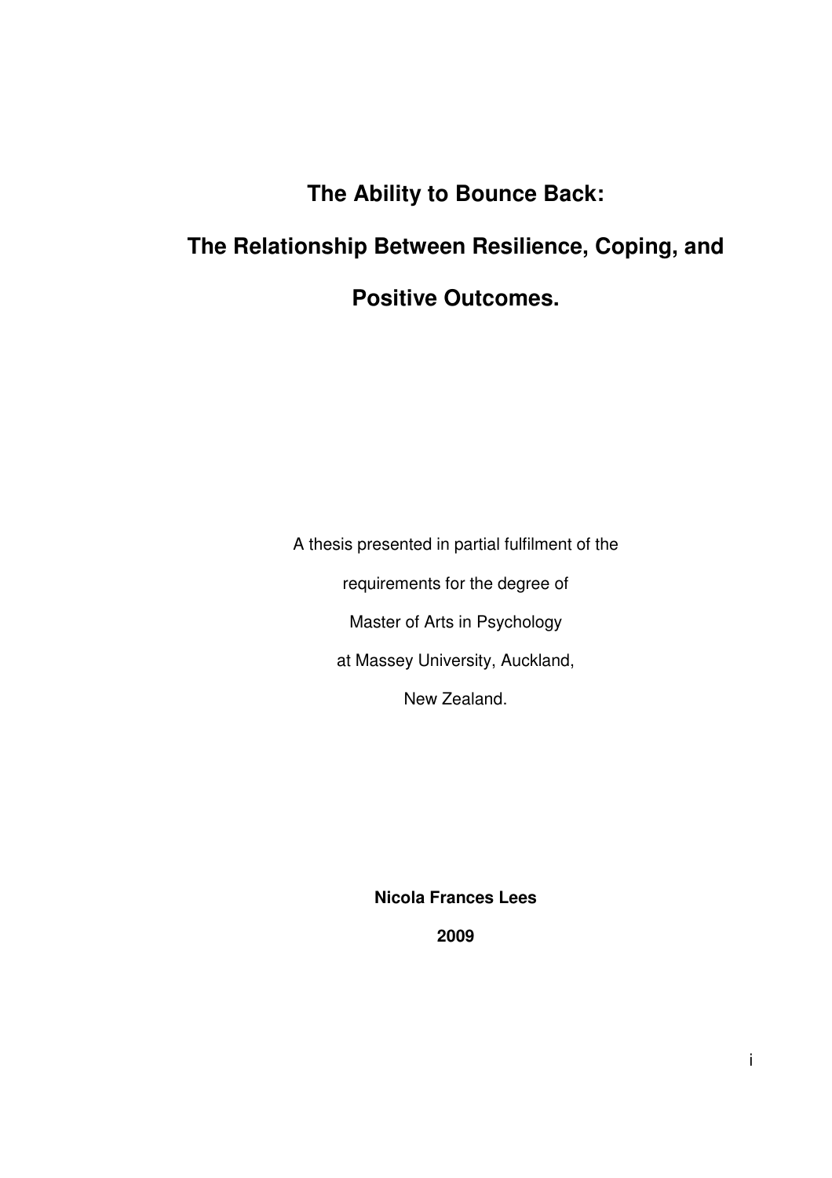# The Ability to Bounce Back:

# The Relationship Between Resilience, Coping, and Positive Outcomes.

A thesis presented in partial fulfilment of the

requirements for the degree of

Master of Arts in Psychology

at Massey University, Auckland,

New Zealand.

**Nicola Frances Lees**

**2009**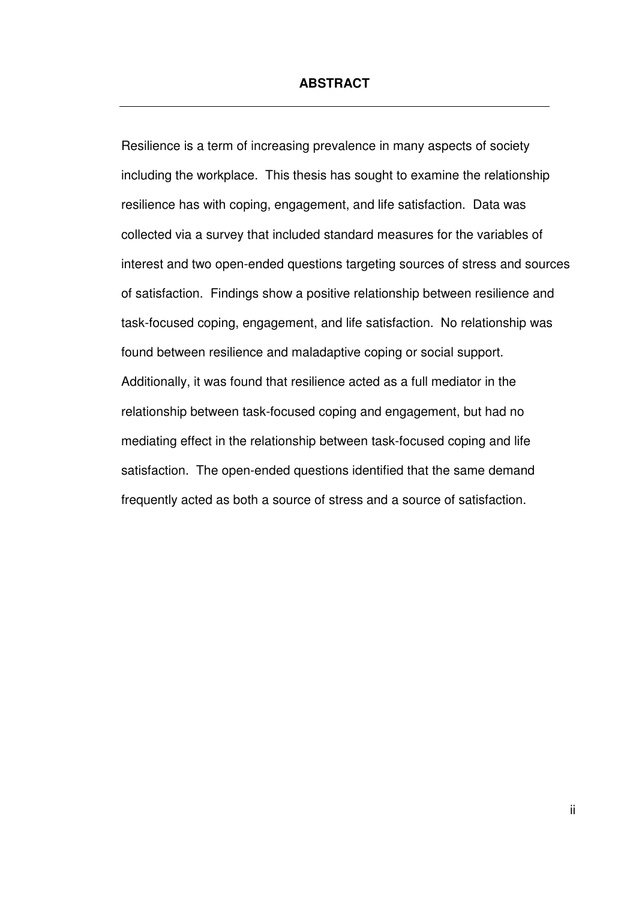# ABSTRACT

Resilience is a term of increasing prevalence in many aspects of society including the workplace. This thesis has sought to examine the relationship resilience has with coping, engagement, and life satisfaction. Data was collected via a survey that included standard measures for the variables of interest and two open-ended questions targeting sources of stress and sources of satisfaction. Findings show a positive relationship between resilience and task-focused coping, engagement, and life satisfaction. No relationship was found between resilience and maladaptive coping or social support. Additionally, it was found that resilience acted as a full mediator in the relationship between task-focused coping and engagement, but had no mediating effect in the relationship between task-focused coping and life satisfaction. The open-ended questions identified that the same demand frequently acted as both a source of stress and a source of satisfaction.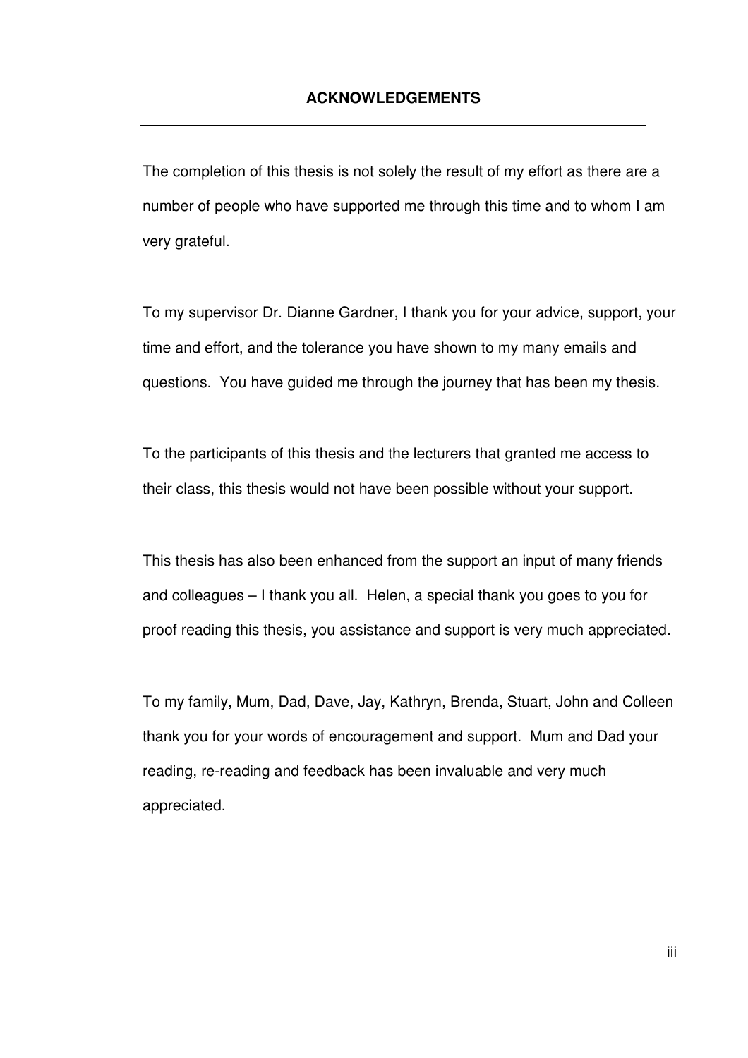## ACKNOWLEDGEMENTS

The completion of this thesis is not solely the result of my effort as there are a number of people who have supported me through this time and to whom I am very grateful.

To my supervisor Dr. Dianne Gardner, I thank you for your advice, support, your time and effort, and the tolerance you have shown to my many emails and questions. You have guided me through the journey that has been my thesis.

To the participants of this thesis and the lecturers that granted me access to their class, this thesis would not have been possible without your support.

This thesis has also been enhanced from the support an input of many friends and colleagues – I thank you all. Helen, a special thank you goes to you for proof reading this thesis, you assistance and support is very much appreciated.

To my family, Mum, Dad, Dave, Jay, Kathryn, Brenda, Stuart, John and Colleen thank you for your words of encouragement and support. Mum and Dad your reading, re-reading and feedback has been invaluable and very much appreciated.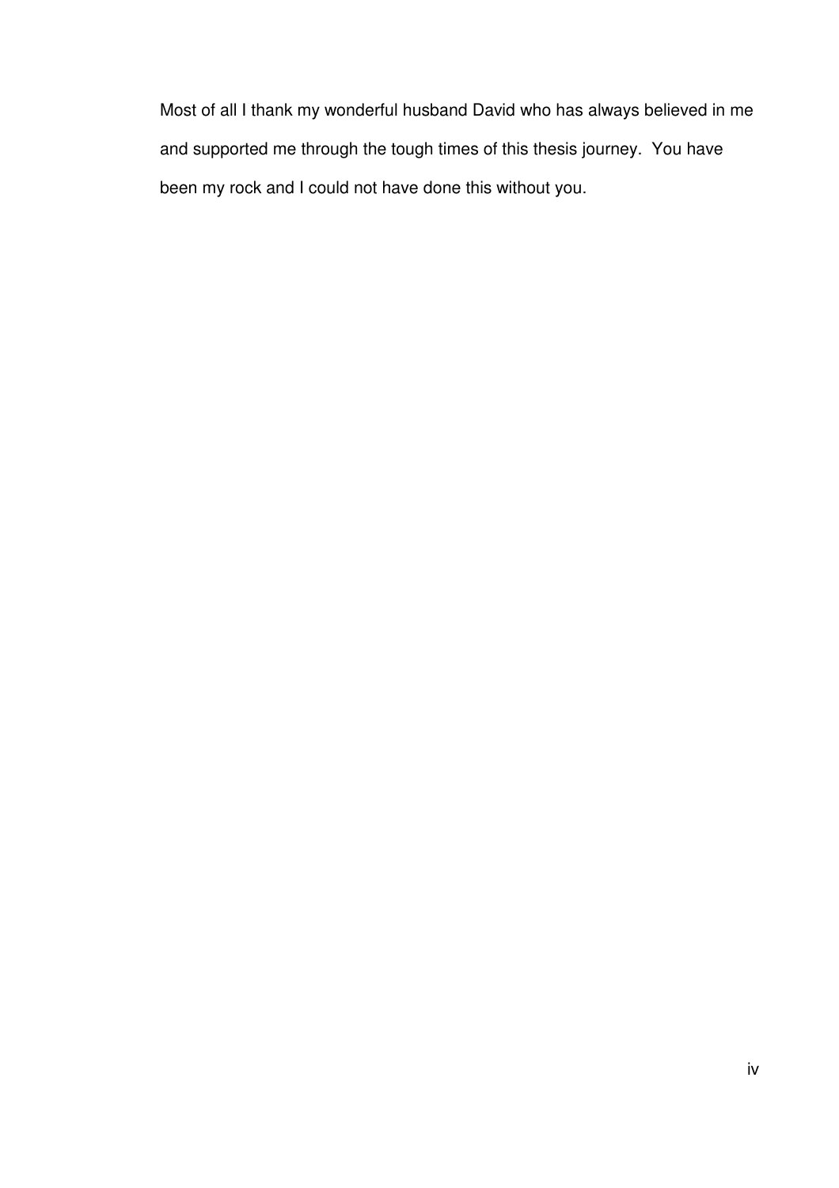Most of all I thank my wonderful husband David who has always believed in me and supported me through the tough times of this thesis journey. You have been my rock and I could not have done this without you.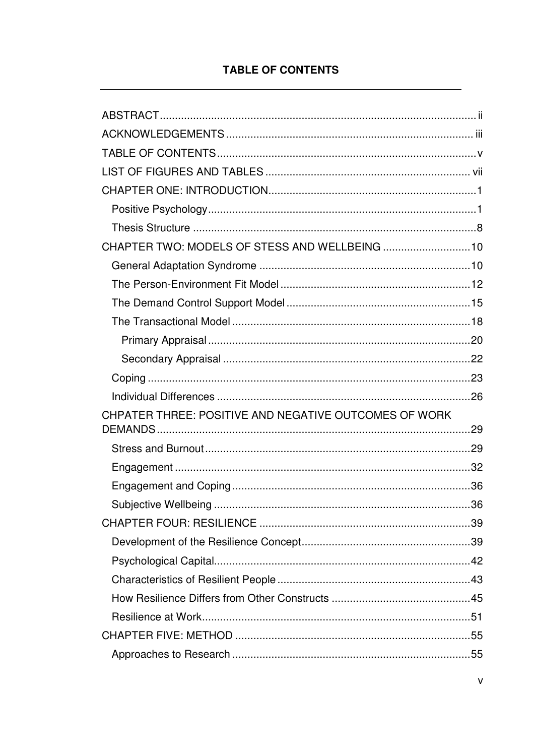# TABLE OF CONTENTS

ABSTRACT ........................................................................................................ ii
ACKNOWLEDGEMENTS .................................................................................. iii
TABLE OF CONTENTS ...................................................................................... v
LIST OF FIGURES AND TABLES .................................................................... vii
CHAPTER ONE: INTRODUCTION ..................................................................... 1
  Positive Psychology ......................................................................................... 1
  Thesis Structure ............................................................................................... 8
CHAPTER TWO: MODELS OF STESS AND WELLBEING ............................. 10
  General Adaptation Syndrome ...................................................................... 10
  The Person-Environment Fit Model ............................................................... 12
  The Demand Control Support Model ............................................................. 15
  The Transactional Model ............................................................................... 18
    Primary Appraisal ....................................................................................... 20
    Secondary Appraisal .................................................................................. 22
  Coping ........................................................................................................... 23
  Individual Differences .................................................................................... 26
CHPATER THREE: POSITIVE AND NEGATIVE OUTCOMES OF WORK DEMANDS ........................................................................................................ 29
  Stress and Burnout ........................................................................................ 29
  Engagement .................................................................................................. 32
  Engagement and Coping ............................................................................... 36
  Subjective Wellbeing ..................................................................................... 36
CHAPTER FOUR: RESILIENCE ...................................................................... 39
  Development of the Resilience Concept ........................................................ 39
  Psychological Capital ..................................................................................... 42
  Characteristics of Resilient People ................................................................ 43
  How Resilience Differs from Other Constructs .............................................. 45
  Resilience at Work ......................................................................................... 51
CHAPTER FIVE: METHOD .............................................................................. 55
  Approaches to Research ............................................................................... 55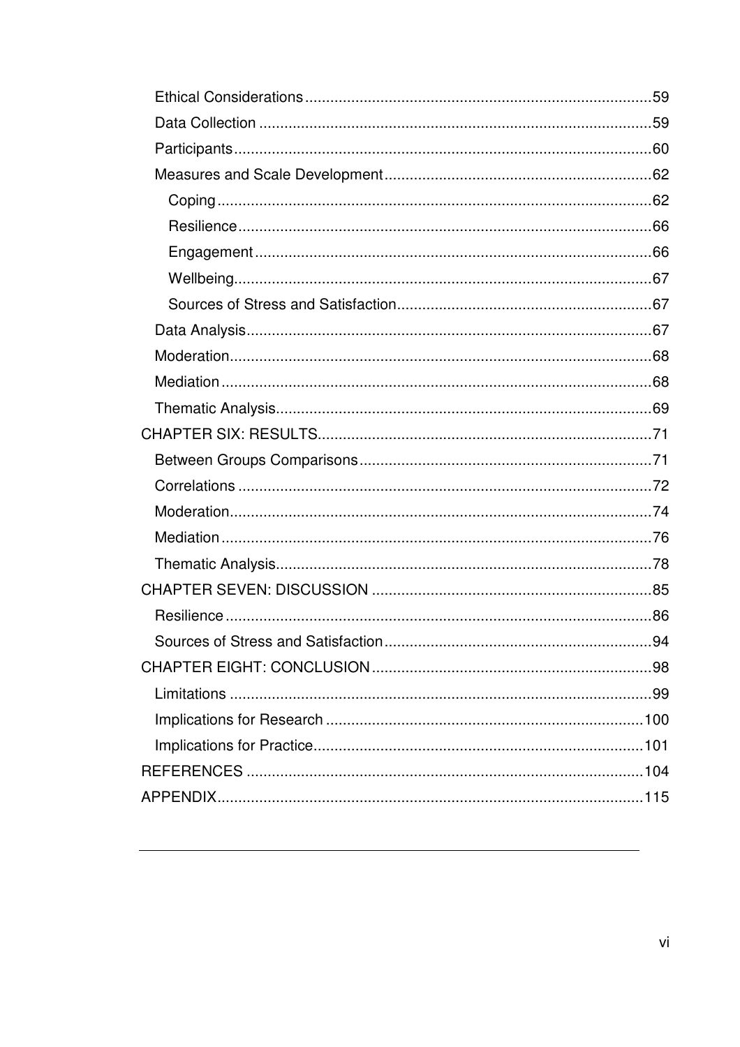Ethical Considerations ..................................................................................59

Data Collection .............................................................................................59

Participants ...................................................................................................60

Measures and Scale Development ................................................................62

Coping .......................................................................................................62

Resilience ..................................................................................................66

Engagement ..............................................................................................66

Wellbeing...................................................................................................67

Sources of Stress and Satisfaction ............................................................67

Data Analysis ................................................................................................67

Moderation ....................................................................................................68

Mediation ......................................................................................................68

Thematic Analysis .........................................................................................69

CHAPTER SIX: RESULTS ................................................................................71

Between Groups Comparisons .....................................................................71

Correlations ..................................................................................................72

Moderation ....................................................................................................74

Mediation ......................................................................................................76

Thematic Analysis .........................................................................................78

CHAPTER SEVEN: DISCUSSION ...................................................................85

Resilience .....................................................................................................86

Sources of Stress and Satisfaction ................................................................94

CHAPTER EIGHT: CONCLUSION ...................................................................98

Limitations ....................................................................................................99

Implications for Research ............................................................................100

Implications for Practice ...............................................................................101

REFERENCES ..............................................................................................104

APPENDIX .....................................................................................................115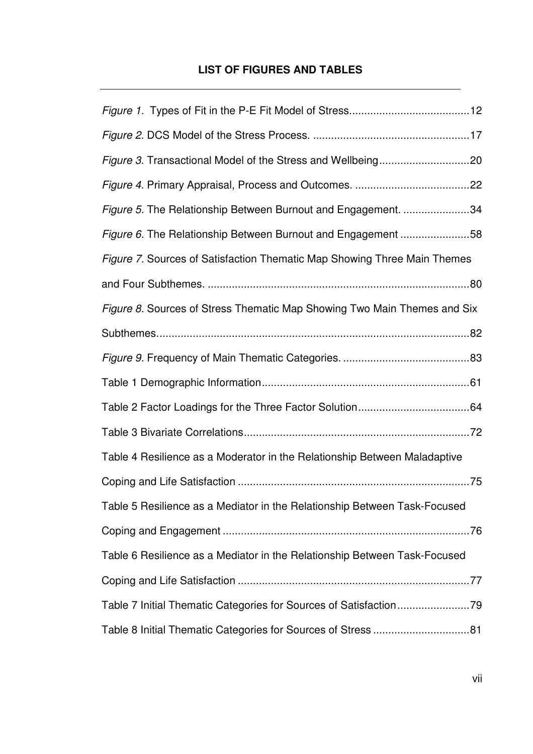# LIST OF FIGURES AND TABLES

*Figure 1.* Types of Fit in the P-E Fit Model of Stress........................................12

*Figure 2*. DCS Model of the Stress Process. ....................................................17

*Figure 3*. Transactional Model of the Stress and Wellbeing..............................20

*Figure 4*. Primary Appraisal, Process and Outcomes. ......................................22

*Figure 5.* The Relationship Between Burnout and Engagement. ......................34

*Figure 6.* The Relationship Between Burnout and Engagement .......................58

*Figure 7.* Sources of Satisfaction Thematic Map Showing Three Main Themes and Four Subthemes. .......................................................................................80

*Figure 8.* Sources of Stress Thematic Map Showing Two Main Themes and Six Subthemes.........................................................................................................82

*Figure 9.* Frequency of Main Thematic Categories. ..........................................83

Table 1 Demographic Information.....................................................................61

Table 2 Factor Loadings for the Three Factor Solution.....................................64

Table 3 Bivariate Correlations...........................................................................72

Table 4 Resilience as a Moderator in the Relationship Between Maladaptive Coping and Life Satisfaction .............................................................................75

Table 5 Resilience as a Mediator in the Relationship Between Task-Focused Coping and Engagement ..................................................................................76

Table 6 Resilience as a Mediator in the Relationship Between Task-Focused Coping and Life Satisfaction .............................................................................77

Table 7 Initial Thematic Categories for Sources of Satisfaction........................79

Table 8 Initial Thematic Categories for Sources of Stress ................................81